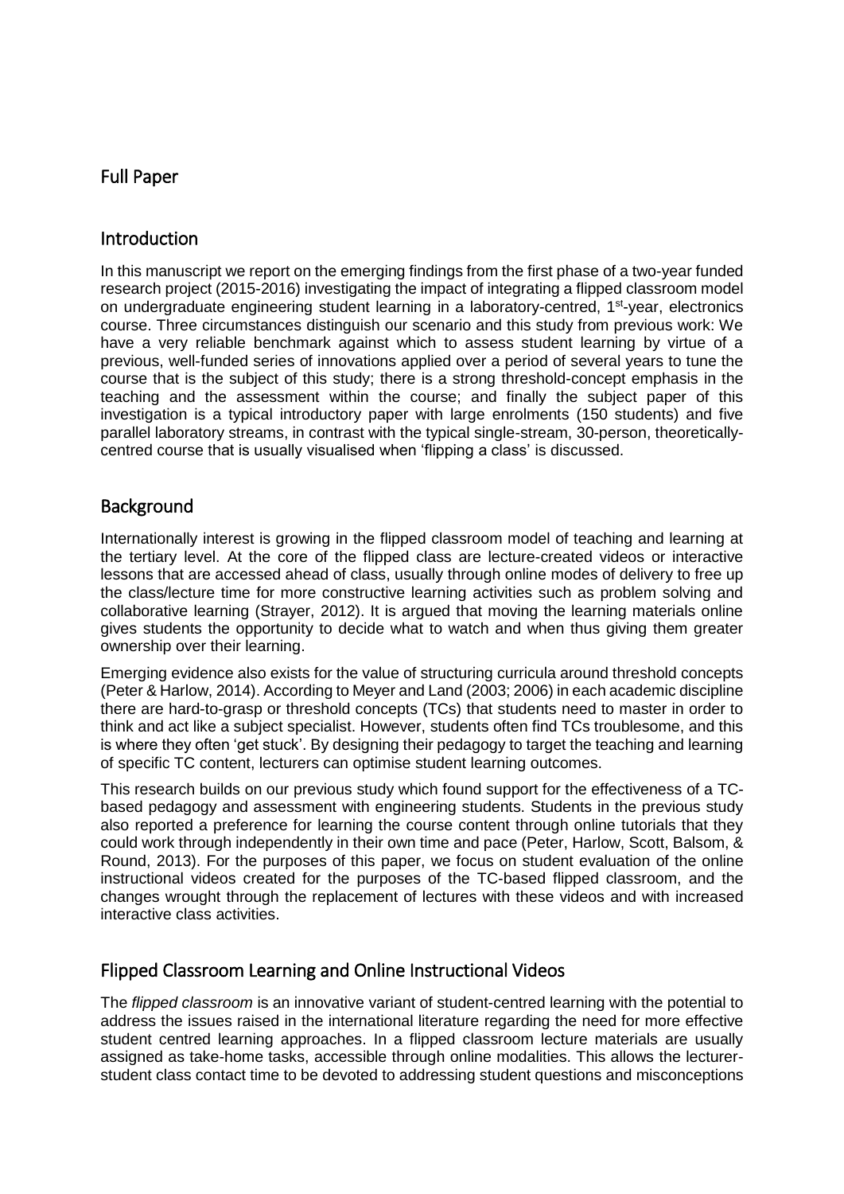## Full Paper

## Introduction

In this manuscript we report on the emerging findings from the first phase of a two-year funded research project (2015-2016) investigating the impact of integrating a flipped classroom model on undergraduate engineering student learning in a laboratory-centred, 1st-year, electronics course. Three circumstances distinguish our scenario and this study from previous work: We have a very reliable benchmark against which to assess student learning by virtue of a previous, well-funded series of innovations applied over a period of several years to tune the course that is the subject of this study; there is a strong threshold-concept emphasis in the teaching and the assessment within the course; and finally the subject paper of this investigation is a typical introductory paper with large enrolments (150 students) and five parallel laboratory streams, in contrast with the typical single-stream, 30-person, theoretically-centred course that is usually visualised when 'flipping a class' is discussed.

## Background

Internationally interest is growing in the flipped classroom model of teaching and learning at the tertiary level. At the core of the flipped class are lecture-created videos or interactive lessons that are accessed ahead of class, usually through online modes of delivery to free up the class/lecture time for more constructive learning activities such as problem solving and collaborative learning (Strayer, 2012). It is argued that moving the learning materials online gives students the opportunity to decide what to watch and when thus giving them greater ownership over their learning.

Emerging evidence also exists for the value of structuring curricula around threshold concepts (Peter & Harlow, 2014). According to Meyer and Land (2003; 2006) in each academic discipline there are hard-to-grasp or threshold concepts (TCs) that students need to master in order to think and act like a subject specialist. However, students often find TCs troublesome, and this is where they often 'get stuck'. By designing their pedagogy to target the teaching and learning of specific TC content, lecturers can optimise student learning outcomes.

This research builds on our previous study which found support for the effectiveness of a TC-based pedagogy and assessment with engineering students. Students in the previous study also reported a preference for learning the course content through online tutorials that they could work through independently in their own time and pace (Peter, Harlow, Scott, Balsom, & Round, 2013). For the purposes of this paper, we focus on student evaluation of the online instructional videos created for the purposes of the TC-based flipped classroom, and the changes wrought through the replacement of lectures with these videos and with increased interactive class activities.

## Flipped Classroom Learning and Online Instructional Videos

The *flipped classroom* is an innovative variant of student-centred learning with the potential to address the issues raised in the international literature regarding the need for more effective student centred learning approaches. In a flipped classroom lecture materials are usually assigned as take-home tasks, accessible through online modalities. This allows the lecturer-student class contact time to be devoted to addressing student questions and misconceptions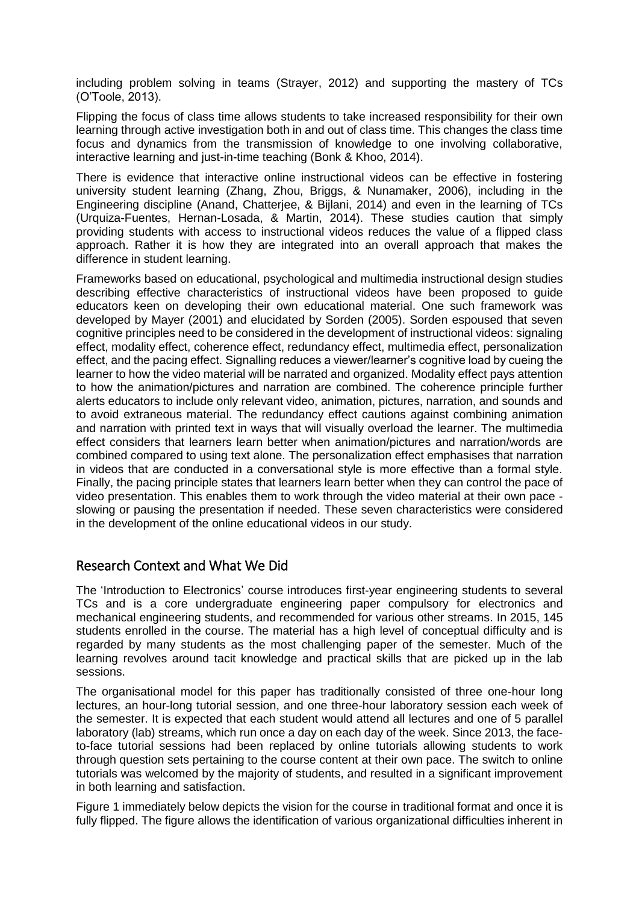including problem solving in teams (Strayer, 2012) and supporting the mastery of TCs (O'Toole, 2013).

Flipping the focus of class time allows students to take increased responsibility for their own learning through active investigation both in and out of class time. This changes the class time focus and dynamics from the transmission of knowledge to one involving collaborative, interactive learning and just-in-time teaching (Bonk & Khoo, 2014).

There is evidence that interactive online instructional videos can be effective in fostering university student learning (Zhang, Zhou, Briggs, & Nunamaker, 2006), including in the Engineering discipline (Anand, Chatterjee, & Bijlani, 2014) and even in the learning of TCs (Urquiza-Fuentes, Hernan-Losada, & Martin, 2014). These studies caution that simply providing students with access to instructional videos reduces the value of a flipped class approach. Rather it is how they are integrated into an overall approach that makes the difference in student learning.

Frameworks based on educational, psychological and multimedia instructional design studies describing effective characteristics of instructional videos have been proposed to guide educators keen on developing their own educational material. One such framework was developed by Mayer (2001) and elucidated by Sorden (2005). Sorden espoused that seven cognitive principles need to be considered in the development of instructional videos: signaling effect, modality effect, coherence effect, redundancy effect, multimedia effect, personalization effect, and the pacing effect. Signalling reduces a viewer/learner's cognitive load by cueing the learner to how the video material will be narrated and organized. Modality effect pays attention to how the animation/pictures and narration are combined. The coherence principle further alerts educators to include only relevant video, animation, pictures, narration, and sounds and to avoid extraneous material. The redundancy effect cautions against combining animation and narration with printed text in ways that will visually overload the learner. The multimedia effect considers that learners learn better when animation/pictures and narration/words are combined compared to using text alone. The personalization effect emphasises that narration in videos that are conducted in a conversational style is more effective than a formal style. Finally, the pacing principle states that learners learn better when they can control the pace of video presentation. This enables them to work through the video material at their own pace - slowing or pausing the presentation if needed. These seven characteristics were considered in the development of the online educational videos in our study.

## Research Context and What We Did

The 'Introduction to Electronics' course introduces first-year engineering students to several TCs and is a core undergraduate engineering paper compulsory for electronics and mechanical engineering students, and recommended for various other streams. In 2015, 145 students enrolled in the course. The material has a high level of conceptual difficulty and is regarded by many students as the most challenging paper of the semester. Much of the learning revolves around tacit knowledge and practical skills that are picked up in the lab sessions.

The organisational model for this paper has traditionally consisted of three one-hour long lectures, an hour-long tutorial session, and one three-hour laboratory session each week of the semester. It is expected that each student would attend all lectures and one of 5 parallel laboratory (lab) streams, which run once a day on each day of the week. Since 2013, the face-to-face tutorial sessions had been replaced by online tutorials allowing students to work through question sets pertaining to the course content at their own pace. The switch to online tutorials was welcomed by the majority of students, and resulted in a significant improvement in both learning and satisfaction.

Figure 1 immediately below depicts the vision for the course in traditional format and once it is fully flipped. The figure allows the identification of various organizational difficulties inherent in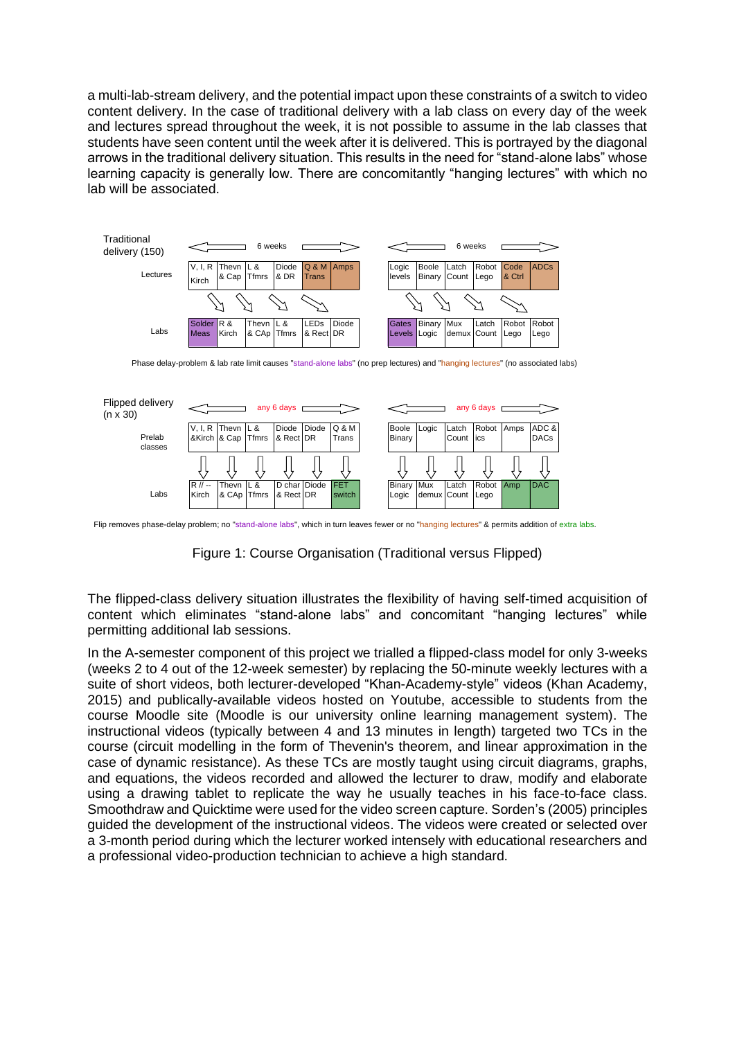a multi-lab-stream delivery, and the potential impact upon these constraints of a switch to video content delivery. In the case of traditional delivery with a lab class on every day of the week and lectures spread throughout the week, it is not possible to assume in the lab classes that students have seen content until the week after it is delivered. This is portrayed by the diagonal arrows in the traditional delivery situation. This results in the need for "stand-alone labs" whose learning capacity is generally low. There are concomitantly "hanging lectures" with which no lab will be associated.

**Traditional delivery (150)**

| | 6 weeks | | | | | | 6 weeks | | | | | |
|---|---|---|---|---|---|---|---|---|---|---|---|---|
| Lectures | V, I, R Kirch | Thevn & Cap | L & Tfmrs | Diode & DR | Q & M Trans | Amps | Logic levels | Boole Binary | Latch Count | Robot Lego | Code & Ctrl | ADCs |
| Labs | Solder Meas | R & Kirch | Thevn & CAp | L & Tfmrs | LEDs & Rect | Diode DR | Gates Levels | Binary Logic | Mux demux | Latch Count | Robot Lego | Robot Lego |

Phase delay-problem & lab rate limit causes "stand-alone labs" (no prep lectures) and "hanging lectures" (no associated labs)

**Flipped delivery (n x 30)**

| | any 6 days | | | | | | any 6 days | | | | | |
|---|---|---|---|---|---|---|---|---|---|---|---|---|
| Prelab classes | V, I, R &Kirch | Thevn & Cap | L & Tfmrs | Diode & Rect | Diode DR | Q & M Trans | Boole Binary | Logic | Latch Count | Robot ics | Amps | ADC & DACs |
| Labs | R // -- Kirch | Thevn & CAp | L & Tfmrs | D char & Rect | Diode DR | FET switch | Binary Logic | Mux demux | Latch Count | Robot Lego | Amp | DAC |

Flip removes phase-delay problem; no "stand-alone labs", which in turn leaves fewer or no "hanging lectures" & permits addition of extra labs.

Figure 1: Course Organisation (Traditional versus Flipped)

The flipped-class delivery situation illustrates the flexibility of having self-timed acquisition of content which eliminates "stand-alone labs" and concomitant "hanging lectures" while permitting additional lab sessions.

In the A-semester component of this project we trialled a flipped-class model for only 3-weeks (weeks 2 to 4 out of the 12-week semester) by replacing the 50-minute weekly lectures with a suite of short videos, both lecturer-developed "Khan-Academy-style" videos (Khan Academy, 2015) and publically-available videos hosted on Youtube, accessible to students from the course Moodle site (Moodle is our university online learning management system). The instructional videos (typically between 4 and 13 minutes in length) targeted two TCs in the course (circuit modelling in the form of Thevenin's theorem, and linear approximation in the case of dynamic resistance). As these TCs are mostly taught using circuit diagrams, graphs, and equations, the videos recorded and allowed the lecturer to draw, modify and elaborate using a drawing tablet to replicate the way he usually teaches in his face-to-face class. Smoothdraw and Quicktime were used for the video screen capture. Sorden's (2005) principles guided the development of the instructional videos. The videos were created or selected over a 3-month period during which the lecturer worked intensely with educational researchers and a professional video-production technician to achieve a high standard.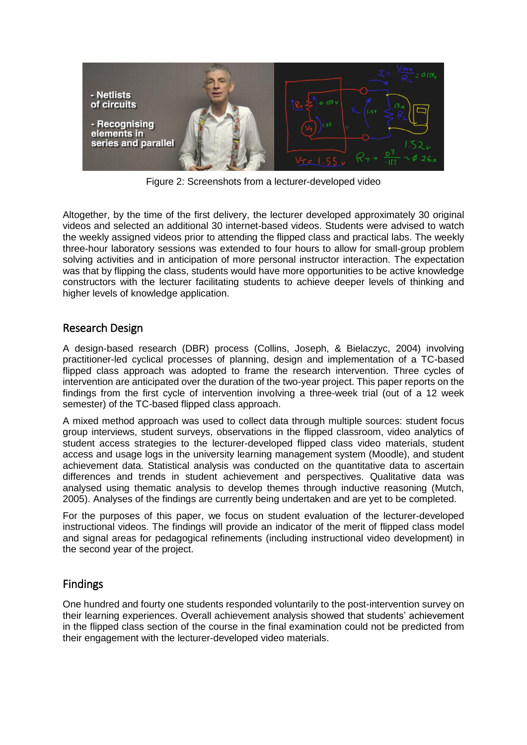Figure 2: Screenshots from a lecturer-developed video

Altogether, by the time of the first delivery, the lecturer developed approximately 30 original videos and selected an additional 30 internet-based videos. Students were advised to watch the weekly assigned videos prior to attending the flipped class and practical labs. The weekly three-hour laboratory sessions was extended to four hours to allow for small-group problem solving activities and in anticipation of more personal instructor interaction. The expectation was that by flipping the class, students would have more opportunities to be active knowledge constructors with the lecturer facilitating students to achieve deeper levels of thinking and higher levels of knowledge application.

## Research Design

A design-based research (DBR) process (Collins, Joseph, & Bielaczyc, 2004) involving practitioner-led cyclical processes of planning, design and implementation of a TC-based flipped class approach was adopted to frame the research intervention. Three cycles of intervention are anticipated over the duration of the two-year project. This paper reports on the findings from the first cycle of intervention involving a three-week trial (out of a 12 week semester) of the TC-based flipped class approach.

A mixed method approach was used to collect data through multiple sources: student focus group interviews, student surveys, observations in the flipped classroom, video analytics of student access strategies to the lecturer-developed flipped class video materials, student access and usage logs in the university learning management system (Moodle), and student achievement data. Statistical analysis was conducted on the quantitative data to ascertain differences and trends in student achievement and perspectives. Qualitative data was analysed using thematic analysis to develop themes through inductive reasoning (Mutch, 2005). Analyses of the findings are currently being undertaken and are yet to be completed.

For the purposes of this paper, we focus on student evaluation of the lecturer-developed instructional videos. The findings will provide an indicator of the merit of flipped class model and signal areas for pedagogical refinements (including instructional video development) in the second year of the project.

## Findings

One hundred and fourty one students responded voluntarily to the post-intervention survey on their learning experiences. Overall achievement analysis showed that students' achievement in the flipped class section of the course in the final examination could not be predicted from their engagement with the lecturer-developed video materials.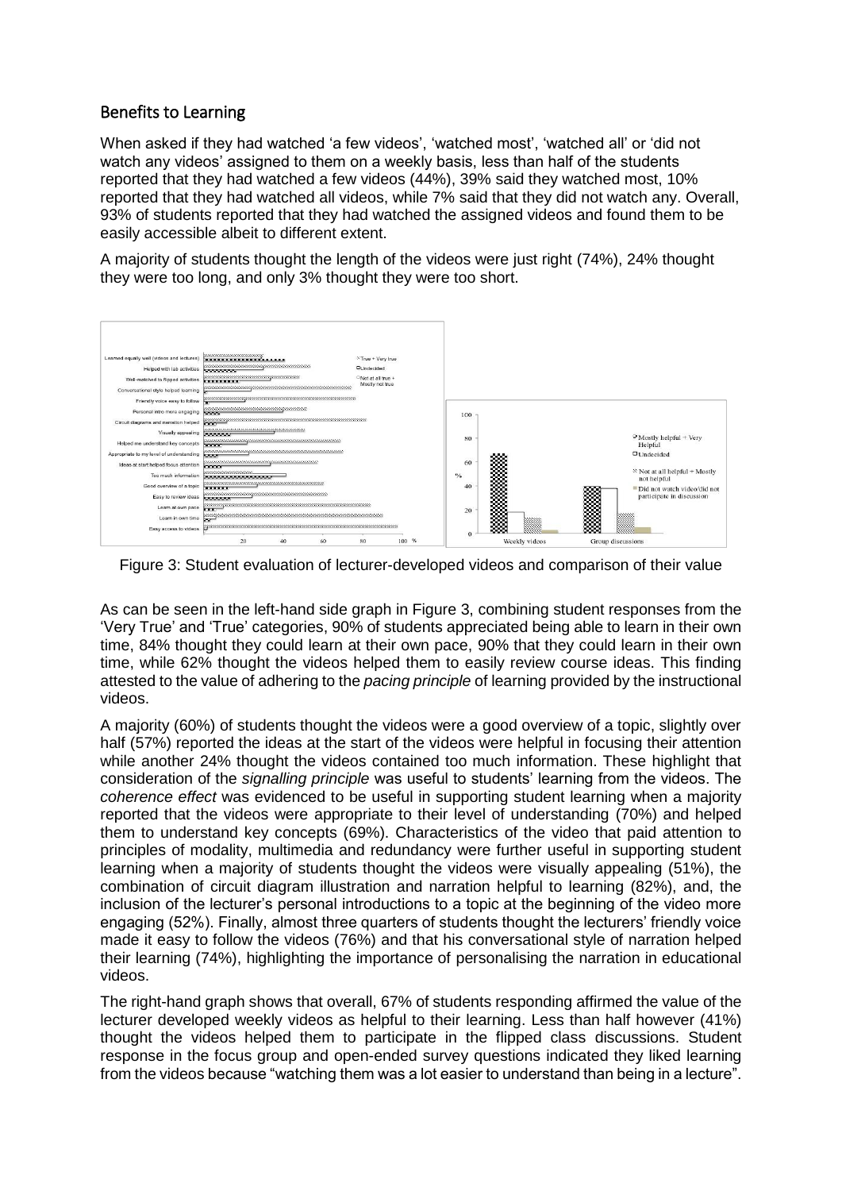## Benefits to Learning

When asked if they had watched 'a few videos', 'watched most', 'watched all' or 'did not watch any videos' assigned to them on a weekly basis, less than half of the students reported that they had watched a few videos (44%), 39% said they watched most, 10% reported that they had watched all videos, while 7% said that they did not watch any. Overall, 93% of students reported that they had watched the assigned videos and found them to be easily accessible albeit to different extent.

A majority of students thought the length of the videos were just right (74%), 24% thought they were too long, and only 3% thought they were too short.

Figure 3: Student evaluation of lecturer-developed videos and comparison of their value

As can be seen in the left-hand side graph in Figure 3, combining student responses from the 'Very True' and 'True' categories, 90% of students appreciated being able to learn in their own time, 84% thought they could learn at their own pace, 90% that they could learn in their own time, while 62% thought the videos helped them to easily review course ideas. This finding attested to the value of adhering to the *pacing principle* of learning provided by the instructional videos.

A majority (60%) of students thought the videos were a good overview of a topic, slightly over half (57%) reported the ideas at the start of the videos were helpful in focusing their attention while another 24% thought the videos contained too much information. These highlight that consideration of the *signalling principle* was useful to students' learning from the videos. The *coherence effect* was evidenced to be useful in supporting student learning when a majority reported that the videos were appropriate to their level of understanding (70%) and helped them to understand key concepts (69%). Characteristics of the video that paid attention to principles of modality, multimedia and redundancy were further useful in supporting student learning when a majority of students thought the videos were visually appealing (51%), the combination of circuit diagram illustration and narration helpful to learning (82%), and, the inclusion of the lecturer's personal introductions to a topic at the beginning of the video more engaging (52%). Finally, almost three quarters of students thought the lecturers' friendly voice made it easy to follow the videos (76%) and that his conversational style of narration helped their learning (74%), highlighting the importance of personalising the narration in educational videos.

The right-hand graph shows that overall, 67% of students responding affirmed the value of the lecturer developed weekly videos as helpful to their learning. Less than half however (41%) thought the videos helped them to participate in the flipped class discussions. Student response in the focus group and open-ended survey questions indicated they liked learning from the videos because "watching them was a lot easier to understand than being in a lecture".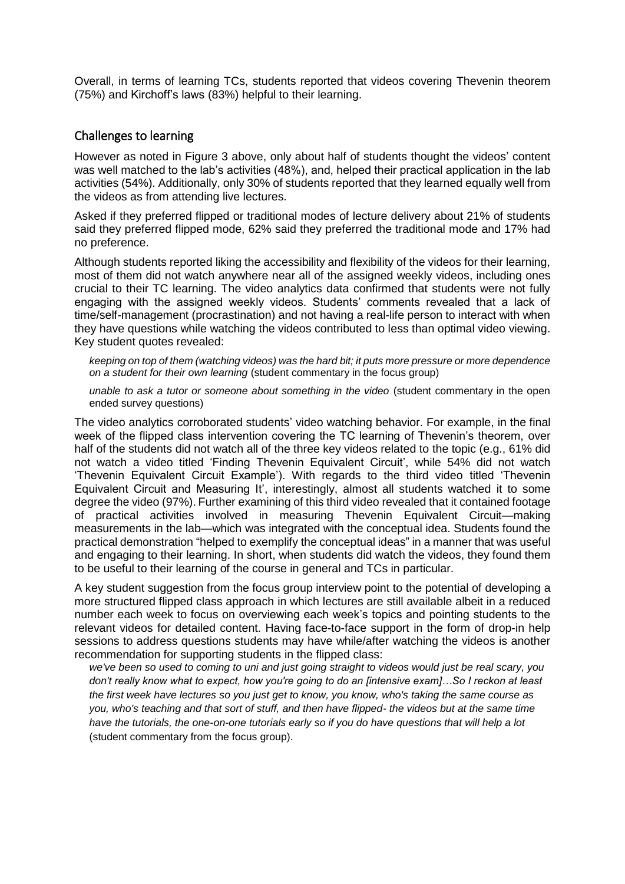Overall, in terms of learning TCs, students reported that videos covering Thevenin theorem (75%) and Kirchoff's laws (83%) helpful to their learning.

## Challenges to learning

However as noted in Figure 3 above, only about half of students thought the videos' content was well matched to the lab's activities (48%), and, helped their practical application in the lab activities (54%). Additionally, only 30% of students reported that they learned equally well from the videos as from attending live lectures.

Asked if they preferred flipped or traditional modes of lecture delivery about 21% of students said they preferred flipped mode, 62% said they preferred the traditional mode and 17% had no preference.

Although students reported liking the accessibility and flexibility of the videos for their learning, most of them did not watch anywhere near all of the assigned weekly videos, including ones crucial to their TC learning. The video analytics data confirmed that students were not fully engaging with the assigned weekly videos. Students' comments revealed that a lack of time/self-management (procrastination) and not having a real-life person to interact with when they have questions while watching the videos contributed to less than optimal video viewing. Key student quotes revealed:

> *keeping on top of them (watching videos) was the hard bit; it puts more pressure or more dependence on a student for their own learning* (student commentary in the focus group)

> *unable to ask a tutor or someone about something in the video* (student commentary in the open ended survey questions)

The video analytics corroborated students' video watching behavior. For example, in the final week of the flipped class intervention covering the TC learning of Thevenin's theorem, over half of the students did not watch all of the three key videos related to the topic (e.g., 61% did not watch a video titled 'Finding Thevenin Equivalent Circuit', while 54% did not watch 'Thevenin Equivalent Circuit Example'). With regards to the third video titled 'Thevenin Equivalent Circuit and Measuring It', interestingly, almost all students watched it to some degree the video (97%). Further examining of this third video revealed that it contained footage of practical activities involved in measuring Thevenin Equivalent Circuit—making measurements in the lab—which was integrated with the conceptual idea. Students found the practical demonstration "helped to exemplify the conceptual ideas" in a manner that was useful and engaging to their learning. In short, when students did watch the videos, they found them to be useful to their learning of the course in general and TCs in particular.

A key student suggestion from the focus group interview point to the potential of developing a more structured flipped class approach in which lectures are still available albeit in a reduced number each week to focus on overviewing each week's topics and pointing students to the relevant videos for detailed content. Having face-to-face support in the form of drop-in help sessions to address questions students may have while/after watching the videos is another recommendation for supporting students in the flipped class:

> *we've been so used to coming to uni and just going straight to videos would just be real scary, you don't really know what to expect, how you're going to do an [intensive exam]…So I reckon at least the first week have lectures so you just get to know, you know, who's taking the same course as you, who's teaching and that sort of stuff, and then have flipped- the videos but at the same time have the tutorials, the one-on-one tutorials early so if you do have questions that will help a lot* (student commentary from the focus group).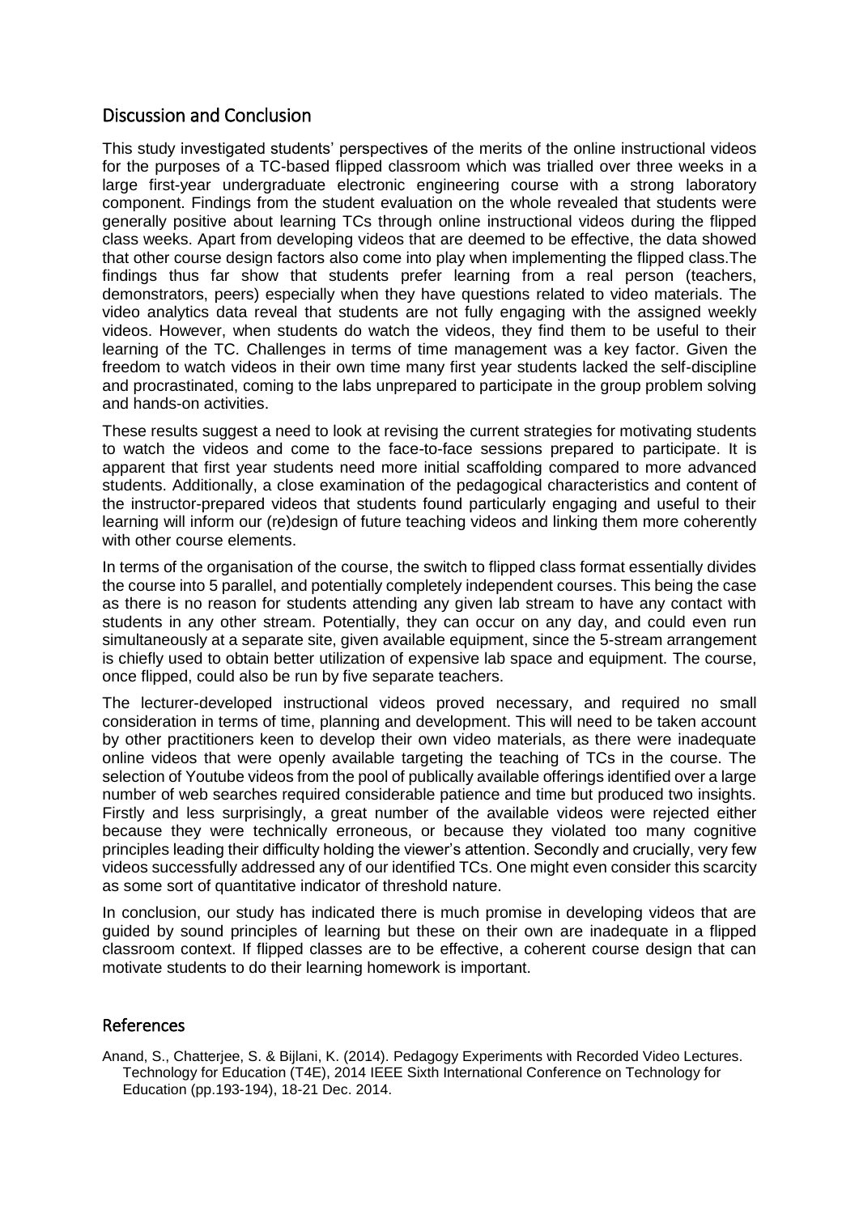## Discussion and Conclusion

This study investigated students' perspectives of the merits of the online instructional videos for the purposes of a TC-based flipped classroom which was trialled over three weeks in a large first-year undergraduate electronic engineering course with a strong laboratory component. Findings from the student evaluation on the whole revealed that students were generally positive about learning TCs through online instructional videos during the flipped class weeks. Apart from developing videos that are deemed to be effective, the data showed that other course design factors also come into play when implementing the flipped class.The findings thus far show that students prefer learning from a real person (teachers, demonstrators, peers) especially when they have questions related to video materials. The video analytics data reveal that students are not fully engaging with the assigned weekly videos. However, when students do watch the videos, they find them to be useful to their learning of the TC. Challenges in terms of time management was a key factor. Given the freedom to watch videos in their own time many first year students lacked the self-discipline and procrastinated, coming to the labs unprepared to participate in the group problem solving and hands-on activities.

These results suggest a need to look at revising the current strategies for motivating students to watch the videos and come to the face-to-face sessions prepared to participate. It is apparent that first year students need more initial scaffolding compared to more advanced students. Additionally, a close examination of the pedagogical characteristics and content of the instructor-prepared videos that students found particularly engaging and useful to their learning will inform our (re)design of future teaching videos and linking them more coherently with other course elements.

In terms of the organisation of the course, the switch to flipped class format essentially divides the course into 5 parallel, and potentially completely independent courses. This being the case as there is no reason for students attending any given lab stream to have any contact with students in any other stream. Potentially, they can occur on any day, and could even run simultaneously at a separate site, given available equipment, since the 5-stream arrangement is chiefly used to obtain better utilization of expensive lab space and equipment. The course, once flipped, could also be run by five separate teachers.

The lecturer-developed instructional videos proved necessary, and required no small consideration in terms of time, planning and development. This will need to be taken account by other practitioners keen to develop their own video materials, as there were inadequate online videos that were openly available targeting the teaching of TCs in the course. The selection of Youtube videos from the pool of publically available offerings identified over a large number of web searches required considerable patience and time but produced two insights. Firstly and less surprisingly, a great number of the available videos were rejected either because they were technically erroneous, or because they violated too many cognitive principles leading their difficulty holding the viewer's attention. Secondly and crucially, very few videos successfully addressed any of our identified TCs. One might even consider this scarcity as some sort of quantitative indicator of threshold nature.

In conclusion, our study has indicated there is much promise in developing videos that are guided by sound principles of learning but these on their own are inadequate in a flipped classroom context. If flipped classes are to be effective, a coherent course design that can motivate students to do their learning homework is important.

## References

Anand, S., Chatterjee, S. & Bijlani, K. (2014). Pedagogy Experiments with Recorded Video Lectures. Technology for Education (T4E), 2014 IEEE Sixth International Conference on Technology for Education (pp.193-194), 18-21 Dec. 2014.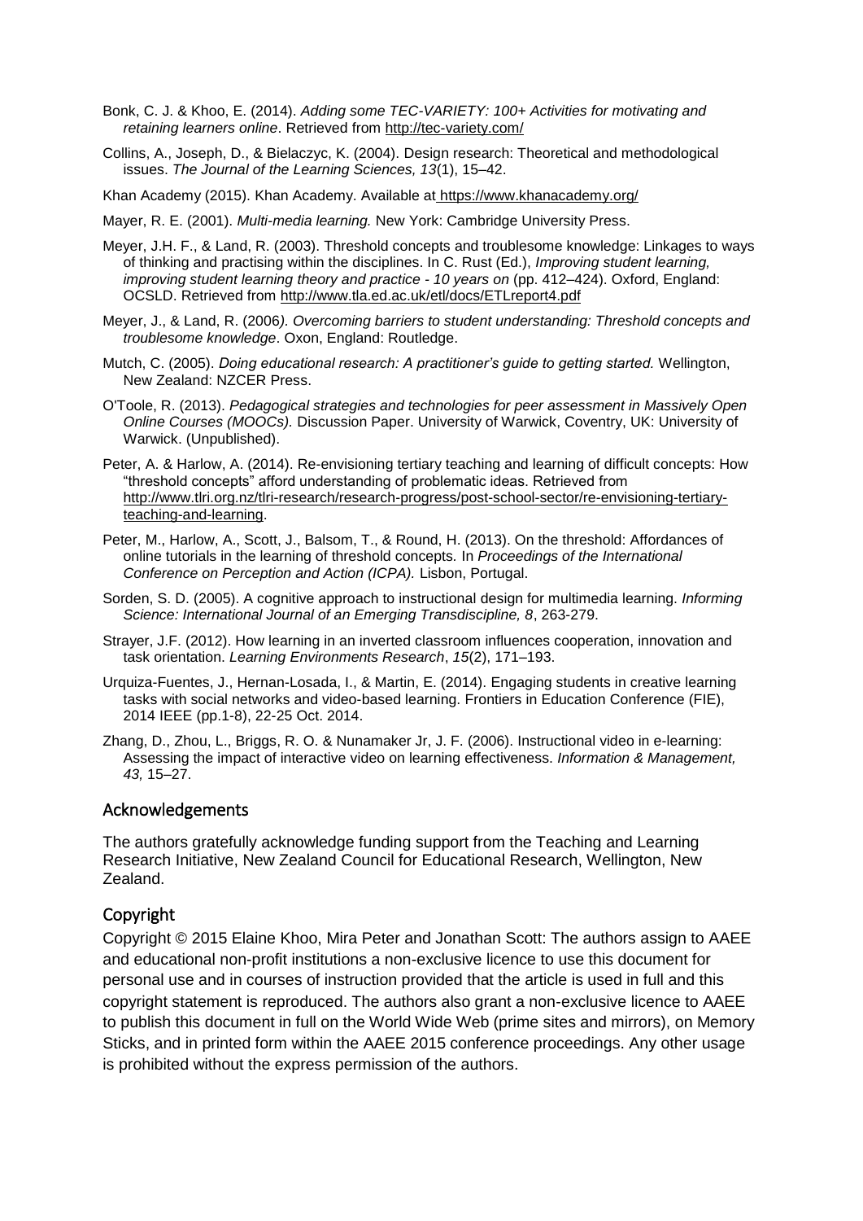Bonk, C. J. & Khoo, E. (2014). *Adding some TEC-VARIETY: 100+ Activities for motivating and retaining learners online*. Retrieved from http://tec-variety.com/

Collins, A., Joseph, D., & Bielaczyc, K. (2004). Design research: Theoretical and methodological issues. *The Journal of the Learning Sciences, 13*(1), 15–42.

Khan Academy (2015). Khan Academy. Available at https://www.khanacademy.org/

Mayer, R. E. (2001). *Multi-media learning.* New York: Cambridge University Press.

Meyer, J.H. F., & Land, R. (2003). Threshold concepts and troublesome knowledge: Linkages to ways of thinking and practising within the disciplines. In C. Rust (Ed.), *Improving student learning, improving student learning theory and practice - 10 years on* (pp. 412–424). Oxford, England: OCSLD. Retrieved from http://www.tla.ed.ac.uk/etl/docs/ETLreport4.pdf

Meyer, J., & Land, R. (2006*). Overcoming barriers to student understanding: Threshold concepts and troublesome knowledge*. Oxon, England: Routledge.

Mutch, C. (2005). *Doing educational research: A practitioner's guide to getting started.* Wellington, New Zealand: NZCER Press.

O'Toole, R. (2013). *Pedagogical strategies and technologies for peer assessment in Massively Open Online Courses (MOOCs).* Discussion Paper. University of Warwick, Coventry, UK: University of Warwick. (Unpublished).

Peter, A. & Harlow, A. (2014). Re-envisioning tertiary teaching and learning of difficult concepts: How "threshold concepts" afford understanding of problematic ideas. Retrieved from http://www.tlri.org.nz/tlri-research/research-progress/post-school-sector/re-envisioning-tertiary-teaching-and-learning.

Peter, M., Harlow, A., Scott, J., Balsom, T., & Round, H. (2013). On the threshold: Affordances of online tutorials in the learning of threshold concepts*.* In *Proceedings of the International Conference on Perception and Action (ICPA).* Lisbon, Portugal.

Sorden, S. D. (2005). A cognitive approach to instructional design for multimedia learning. *Informing Science: International Journal of an Emerging Transdiscipline, 8*, 263-279.

Strayer, J.F. (2012). How learning in an inverted classroom influences cooperation, innovation and task orientation. *Learning Environments Research*, *15*(2), 171–193.

Urquiza-Fuentes, J., Hernan-Losada, I., & Martin, E. (2014). Engaging students in creative learning tasks with social networks and video-based learning. Frontiers in Education Conference (FIE), 2014 IEEE (pp.1-8), 22-25 Oct. 2014.

Zhang, D., Zhou, L., Briggs, R. O. & Nunamaker Jr, J. F. (2006). Instructional video in e-learning: Assessing the impact of interactive video on learning effectiveness. *Information & Management, 43,* 15–27.

## Acknowledgements

The authors gratefully acknowledge funding support from the Teaching and Learning Research Initiative, New Zealand Council for Educational Research, Wellington, New Zealand.

## Copyright

Copyright © 2015 Elaine Khoo, Mira Peter and Jonathan Scott: The authors assign to AAEE and educational non-profit institutions a non-exclusive licence to use this document for personal use and in courses of instruction provided that the article is used in full and this copyright statement is reproduced. The authors also grant a non-exclusive licence to AAEE to publish this document in full on the World Wide Web (prime sites and mirrors), on Memory Sticks, and in printed form within the AAEE 2015 conference proceedings. Any other usage is prohibited without the express permission of the authors.